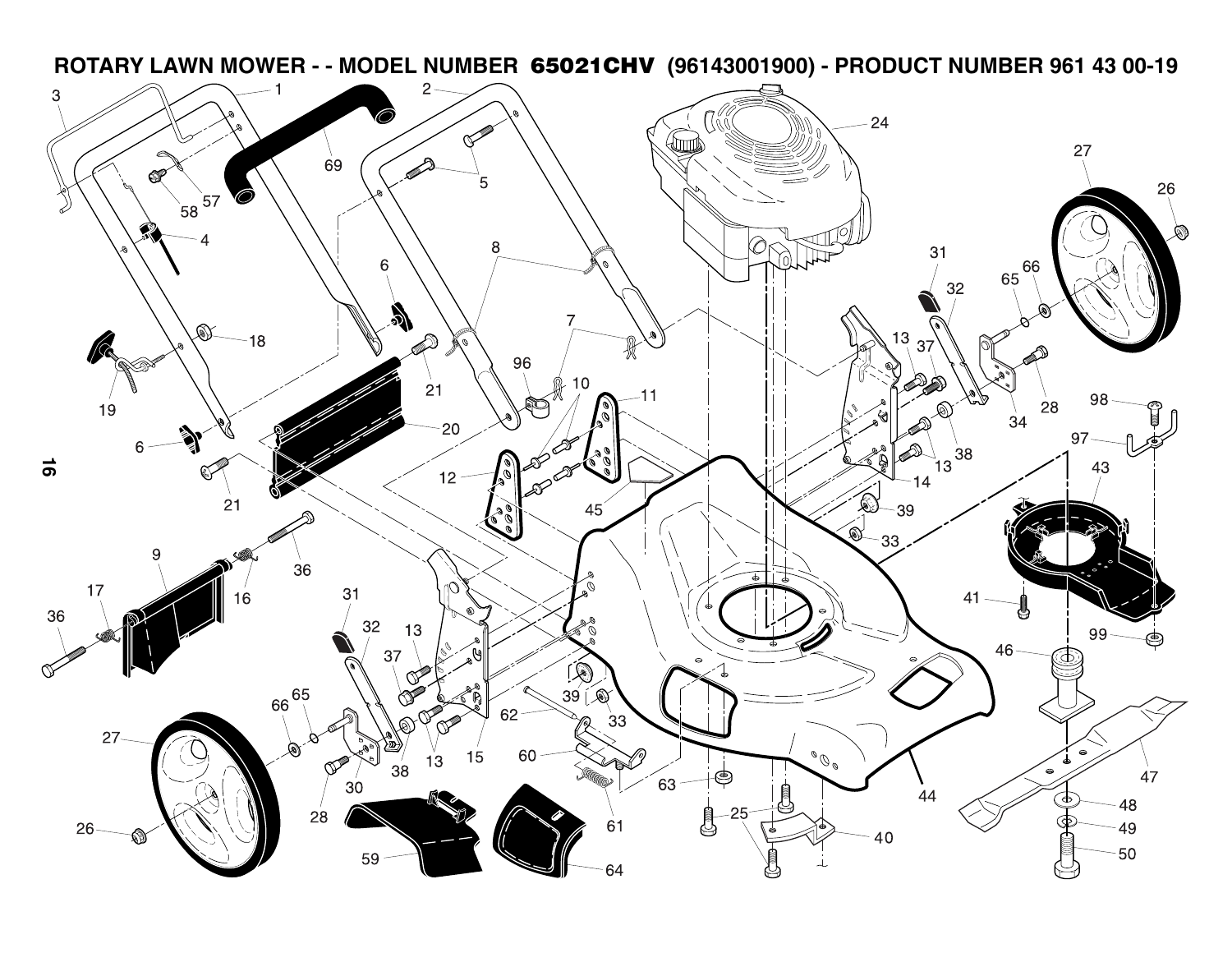# ROTARY LAWN MOWER - - MODEL NUMBER 65021CHV (96143001900) - PRODUCT NUMBER 961 43 00-19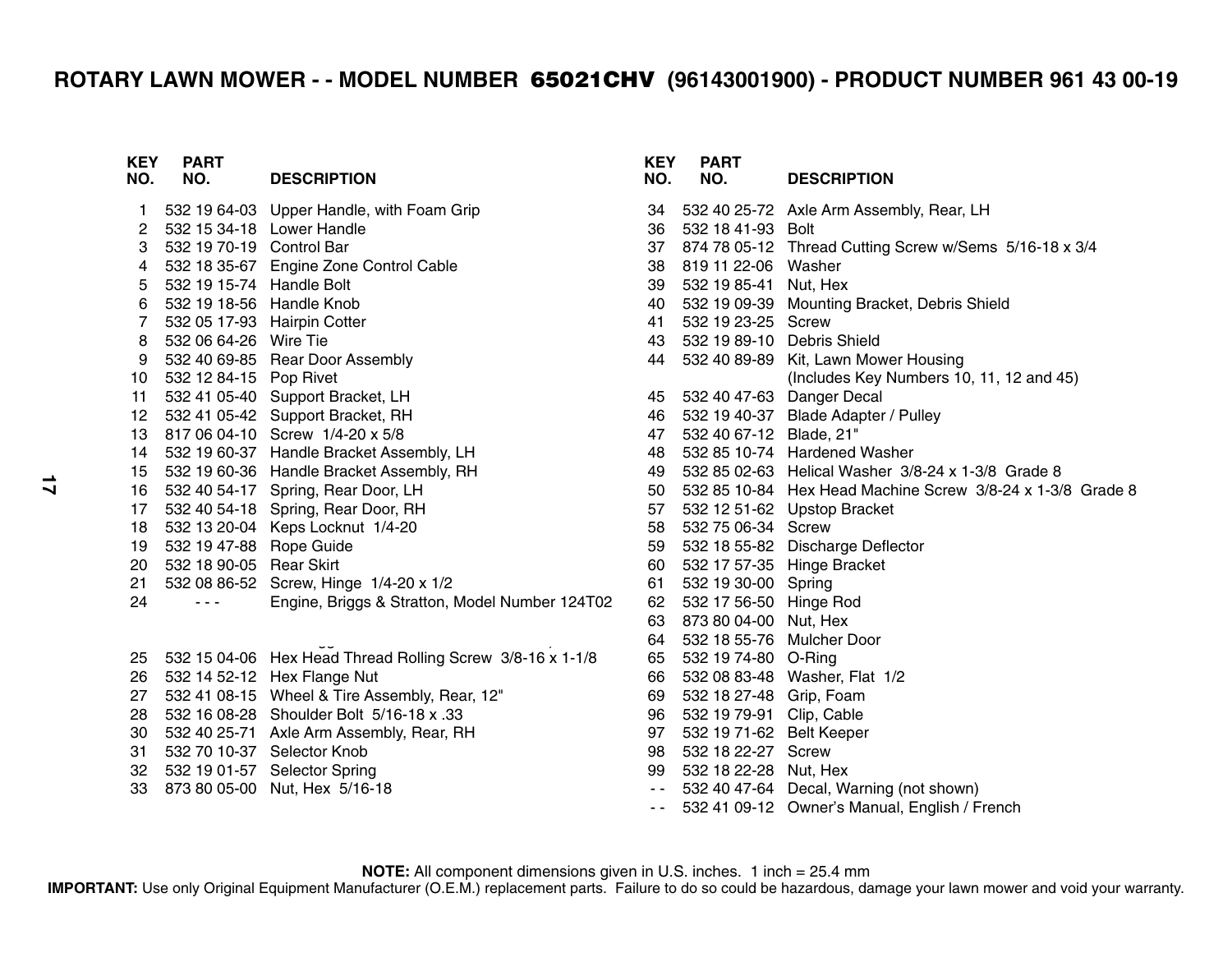# ROTARY LAWN MOWER - - MODEL NUMBER 65021CHV (96143001900) - PRODUCT NUMBER 961 43 00-19

| KEY NO. | PART NO. | DESCRIPTION |
|---|---|---|
| 1 | 532 19 64-03 | Upper Handle, with Foam Grip |
| 2 | 532 15 34-18 | Lower Handle |
| 3 | 532 19 70-19 | Control Bar |
| 4 | 532 18 35-67 | Engine Zone Control Cable |
| 5 | 532 19 15-74 | Handle Bolt |
| 6 | 532 19 18-56 | Handle Knob |
| 7 | 532 05 17-93 | Hairpin Cotter |
| 8 | 532 06 64-26 | Wire Tie |
| 9 | 532 40 69-85 | Rear Door Assembly |
| 10 | 532 12 84-15 | Pop Rivet |
| 11 | 532 41 05-40 | Support Bracket, LH |
| 12 | 532 41 05-42 | Support Bracket, RH |
| 13 | 817 06 04-10 | Screw 1/4-20 x 5/8 |
| 14 | 532 19 60-37 | Handle Bracket Assembly, LH |
| 15 | 532 19 60-36 | Handle Bracket Assembly, RH |
| 16 | 532 40 54-17 | Spring, Rear Door, LH |
| 17 | 532 40 54-18 | Spring, Rear Door, RH |
| 18 | 532 13 20-04 | Keps Locknut 1/4-20 |
| 19 | 532 19 47-88 | Rope Guide |
| 20 | 532 18 90-05 | Rear Skirt |
| 21 | 532 08 86-52 | Screw, Hinge 1/4-20 x 1/2 |
| 24 | - - - | Engine, Briggs & Stratton, Model Number 124T02 |
| 25 | 532 15 04-06 | Hex Head Thread Rolling Screw 3/8-16 x 1-1/8 |
| 26 | 532 14 52-12 | Hex Flange Nut |
| 27 | 532 41 08-15 | Wheel & Tire Assembly, Rear, 12" |
| 28 | 532 16 08-28 | Shoulder Bolt 5/16-18 x .33 |
| 30 | 532 40 25-71 | Axle Arm Assembly, Rear, RH |
| 31 | 532 70 10-37 | Selector Knob |
| 32 | 532 19 01-57 | Selector Spring |
| 33 | 873 80 05-00 | Nut, Hex 5/16-18 |
| 34 | 532 40 25-72 | Axle Arm Assembly, Rear, LH |
| 36 | 532 18 41-93 | Bolt |
| 37 | 874 78 05-12 | Thread Cutting Screw w/Sems 5/16-18 x 3/4 |
| 38 | 819 11 22-06 | Washer |
| 39 | 532 19 85-41 | Nut, Hex |
| 40 | 532 19 09-39 | Mounting Bracket, Debris Shield |
| 41 | 532 19 23-25 | Screw |
| 43 | 532 19 89-10 | Debris Shield |
| 44 | 532 40 89-89 | Kit, Lawn Mower Housing (Includes Key Numbers 10, 11, 12 and 45) |
| 45 | 532 40 47-63 | Danger Decal |
| 46 | 532 19 40-37 | Blade Adapter / Pulley |
| 47 | 532 40 67-12 | Blade, 21" |
| 48 | 532 85 10-74 | Hardened Washer |
| 49 | 532 85 02-63 | Helical Washer 3/8-24 x 1-3/8 Grade 8 |
| 50 | 532 85 10-84 | Hex Head Machine Screw 3/8-24 x 1-3/8 Grade 8 |
| 57 | 532 12 51-62 | Upstop Bracket |
| 58 | 532 75 06-34 | Screw |
| 59 | 532 18 55-82 | Discharge Deflector |
| 60 | 532 17 57-35 | Hinge Bracket |
| 61 | 532 19 30-00 | Spring |
| 62 | 532 17 56-50 | Hinge Rod |
| 63 | 873 80 04-00 | Nut, Hex |
| 64 | 532 18 55-76 | Mulcher Door |
| 65 | 532 19 74-80 | O-Ring |
| 66 | 532 08 83-48 | Washer, Flat 1/2 |
| 69 | 532 18 27-48 | Grip, Foam |
| 96 | 532 19 79-91 | Clip, Cable |
| 97 | 532 19 71-62 | Belt Keeper |
| 98 | 532 18 22-27 | Screw |
| 99 | 532 18 22-28 | Nut, Hex |
| - - | 532 40 47-64 | Decal, Warning (not shown) |
| - - | 532 41 09-12 | Owner's Manual, English / French |

**NOTE:** All component dimensions given in U.S. inches. 1 inch = 25.4 mm

**IMPORTANT:** Use only Original Equipment Manufacturer (O.E.M.) replacement parts. Failure to do so could be hazardous, damage your lawn mower and void your warranty.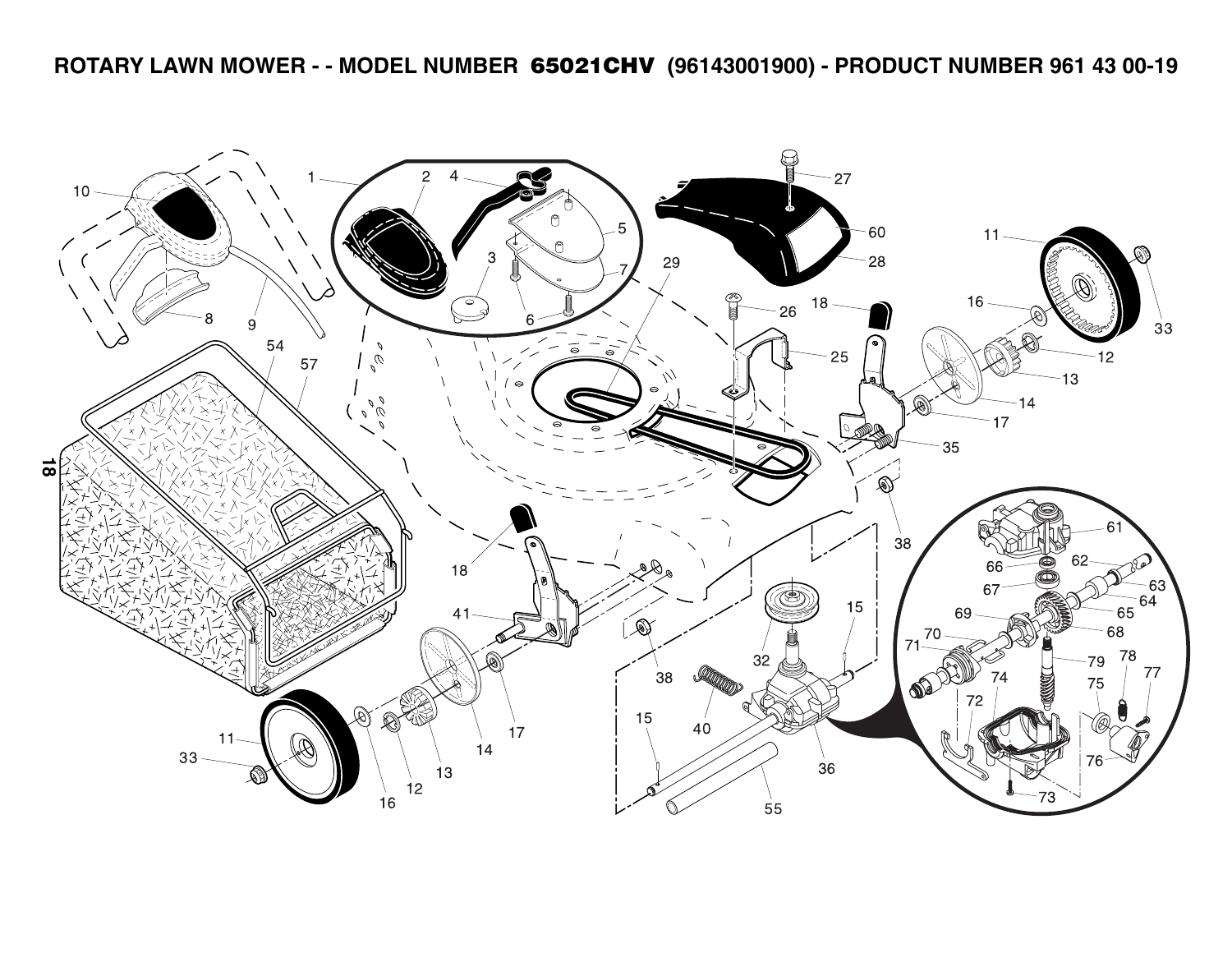# ROTARY LAWN MOWER - - MODEL NUMBER 65021CHV (96143001900) - PRODUCT NUMBER 961 43 00-19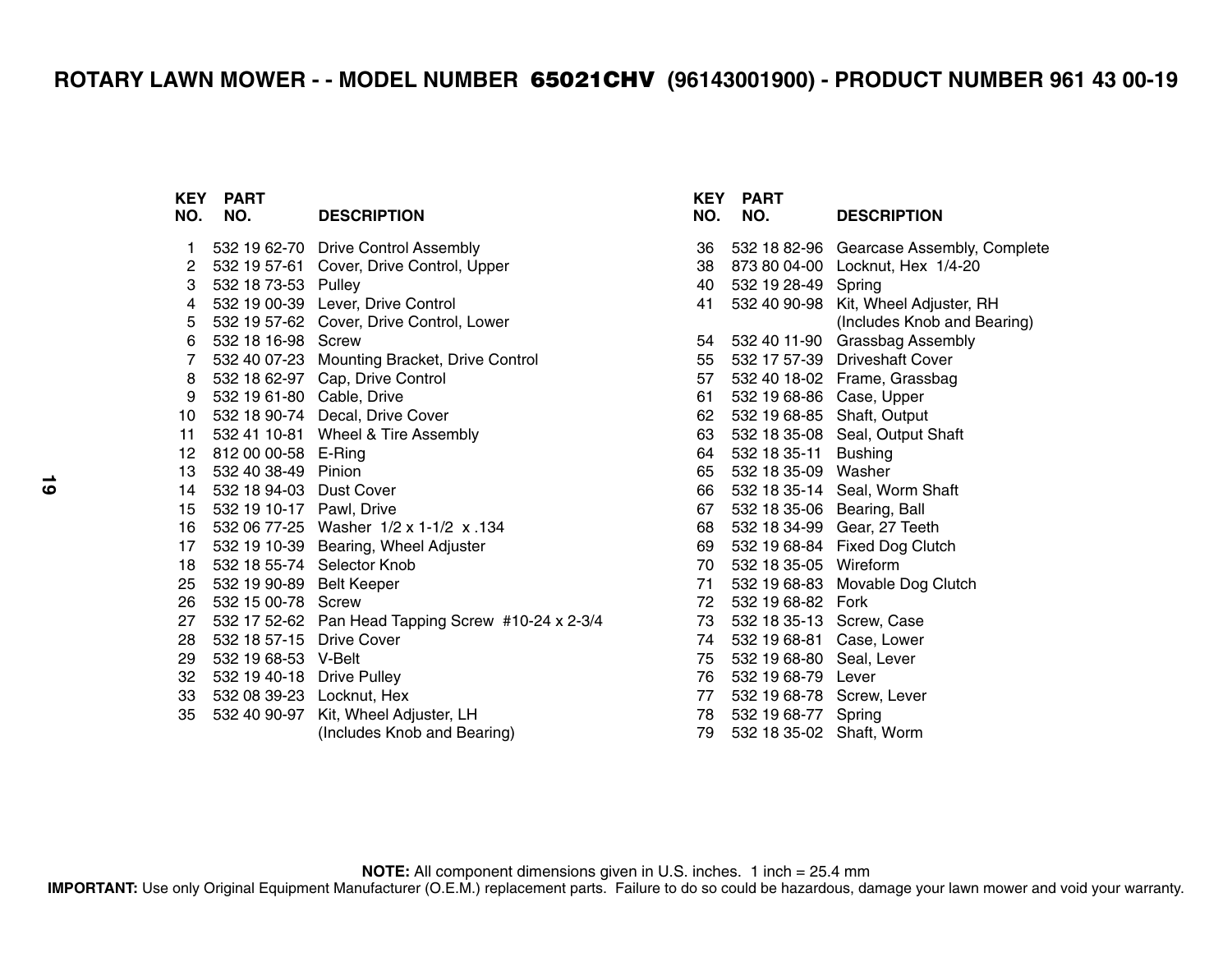# ROTARY LAWN MOWER - - MODEL NUMBER 65021CHV (96143001900) - PRODUCT NUMBER 961 43 00-19

| KEY NO. | PART NO. | DESCRIPTION |
|---|---|---|
| 1 | 532 19 62-70 | Drive Control Assembly |
| 2 | 532 19 57-61 | Cover, Drive Control, Upper |
| 3 | 532 18 73-53 | Pulley |
| 4 | 532 19 00-39 | Lever, Drive Control |
| 5 | 532 19 57-62 | Cover, Drive Control, Lower |
| 6 | 532 18 16-98 | Screw |
| 7 | 532 40 07-23 | Mounting Bracket, Drive Control |
| 8 | 532 18 62-97 | Cap, Drive Control |
| 9 | 532 19 61-80 | Cable, Drive |
| 10 | 532 18 90-74 | Decal, Drive Cover |
| 11 | 532 41 10-81 | Wheel & Tire Assembly |
| 12 | 812 00 00-58 | E-Ring |
| 13 | 532 40 38-49 | Pinion |
| 14 | 532 18 94-03 | Dust Cover |
| 15 | 532 19 10-17 | Pawl, Drive |
| 16 | 532 06 77-25 | Washer 1/2 x 1-1/2 x .134 |
| 17 | 532 19 10-39 | Bearing, Wheel Adjuster |
| 18 | 532 18 55-74 | Selector Knob |
| 25 | 532 19 90-89 | Belt Keeper |
| 26 | 532 15 00-78 | Screw |
| 27 | 532 17 52-62 | Pan Head Tapping Screw #10-24 x 2-3/4 |
| 28 | 532 18 57-15 | Drive Cover |
| 29 | 532 19 68-53 | V-Belt |
| 32 | 532 19 40-18 | Drive Pulley |
| 33 | 532 08 39-23 | Locknut, Hex |
| 35 | 532 40 90-97 | Kit, Wheel Adjuster, LH (Includes Knob and Bearing) |
| 36 | 532 18 82-96 | Gearcase Assembly, Complete |
| 38 | 873 80 04-00 | Locknut, Hex 1/4-20 |
| 40 | 532 19 28-49 | Spring |
| 41 | 532 40 90-98 | Kit, Wheel Adjuster, RH (Includes Knob and Bearing) |
| 54 | 532 40 11-90 | Grassbag Assembly |
| 55 | 532 17 57-39 | Driveshaft Cover |
| 57 | 532 40 18-02 | Frame, Grassbag |
| 61 | 532 19 68-86 | Case, Upper |
| 62 | 532 19 68-85 | Shaft, Output |
| 63 | 532 18 35-08 | Seal, Output Shaft |
| 64 | 532 18 35-11 | Bushing |
| 65 | 532 18 35-09 | Washer |
| 66 | 532 18 35-14 | Seal, Worm Shaft |
| 67 | 532 18 35-06 | Bearing, Ball |
| 68 | 532 18 34-99 | Gear, 27 Teeth |
| 69 | 532 19 68-84 | Fixed Dog Clutch |
| 70 | 532 18 35-05 | Wireform |
| 71 | 532 19 68-83 | Movable Dog Clutch |
| 72 | 532 19 68-82 | Fork |
| 73 | 532 18 35-13 | Screw, Case |
| 74 | 532 19 68-81 | Case, Lower |
| 75 | 532 19 68-80 | Seal, Lever |
| 76 | 532 19 68-79 | Lever |
| 77 | 532 19 68-78 | Screw, Lever |
| 78 | 532 19 68-77 | Spring |
| 79 | 532 18 35-02 | Shaft, Worm |

**NOTE:** All component dimensions given in U.S. inches. 1 inch = 25.4 mm

**IMPORTANT:** Use only Original Equipment Manufacturer (O.E.M.) replacement parts. Failure to do so could be hazardous, damage your lawn mower and void your warranty.